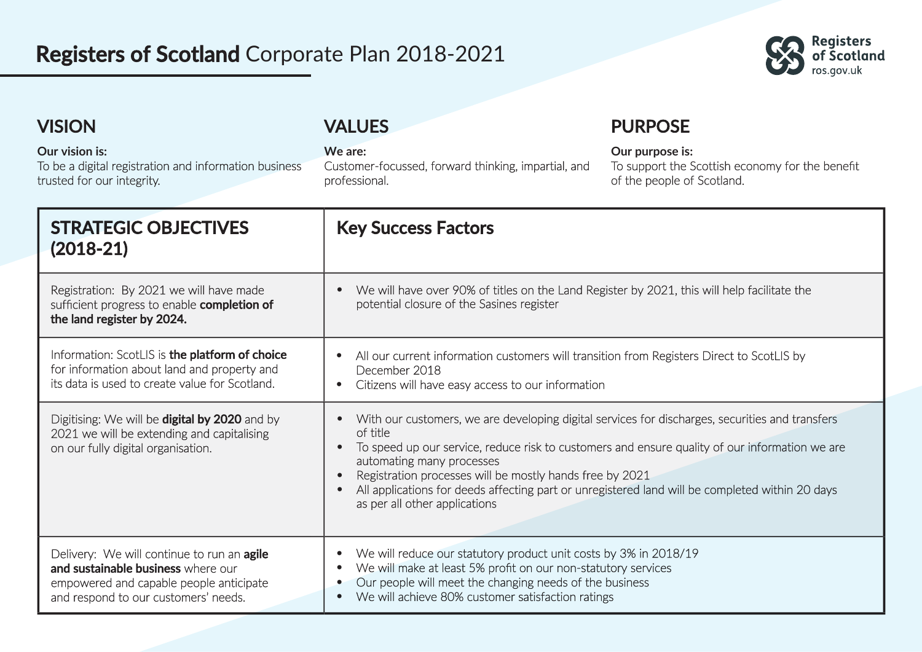# **Registers of Scotland** Corporate Plan 2018-2021

Registers of Scotland
ros.gov.uk

## VISION

**Our vision is:**
To be a digital registration and information business trusted for our integrity.

## VALUES

**We are:**
Customer-focussed, forward thinking, impartial, and professional.

## PURPOSE

**Our purpose is:**
To support the Scottish economy for the benefit of the people of Scotland.

| STRATEGIC OBJECTIVES (2018-21) | Key Success Factors |
|---|---|
| Registration: By 2021 we will have made sufficient progress to enable **completion of the land register by 2024.** | • We will have over 90% of titles on the Land Register by 2021, this will help facilitate the potential closure of the Sasines register |
| Information: ScotLIS is **the platform of choice** for information about land and property and its data is used to create value for Scotland. | • All our current information customers will transition from Registers Direct to ScotLIS by December 2018<br>• Citizens will have easy access to our information |
| Digitising: We will be **digital by 2020** and by 2021 we will be extending and capitalising on our fully digital organisation. | • With our customers, we are developing digital services for discharges, securities and transfers of title<br>• To speed up our service, reduce risk to customers and ensure quality of our information we are automating many processes<br>• Registration processes will be mostly hands free by 2021<br>• All applications for deeds affecting part or unregistered land will be completed within 20 days as per all other applications |
| Delivery: We will continue to run an **agile and sustainable business** where our empowered and capable people anticipate and respond to our customers' needs. | • We will reduce our statutory product unit costs by 3% in 2018/19<br>• We will make at least 5% profit on our non-statutory services<br>• Our people will meet the changing needs of the business<br>• We will achieve 80% customer satisfaction ratings |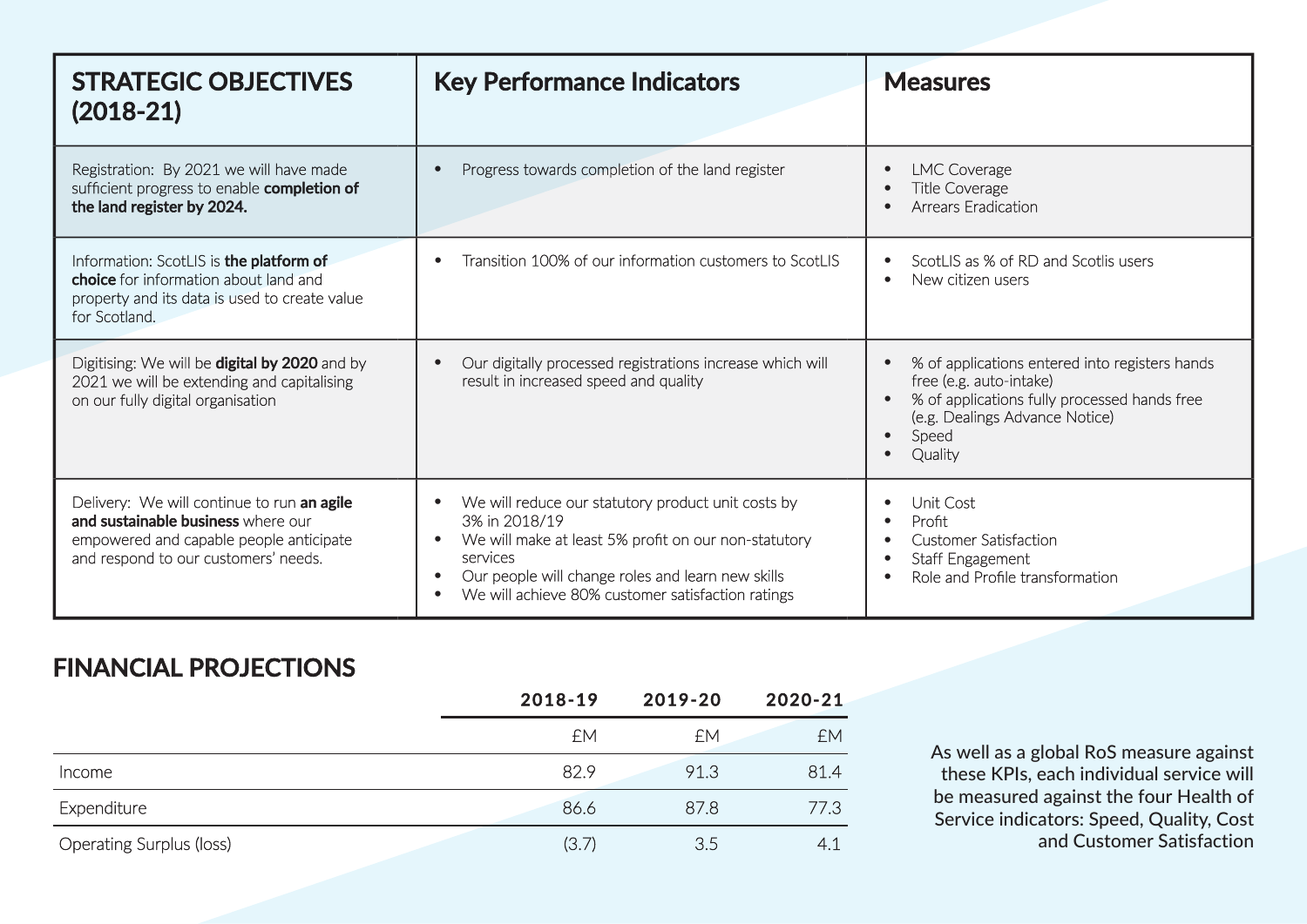| STRATEGIC OBJECTIVES (2018-21) | Key Performance Indicators | Measures |
|---|---|---|
| Registration: By 2021 we will have made sufficient progress to enable **completion of the land register by 2024.** | • Progress towards completion of the land register | • LMC Coverage<br>• Title Coverage<br>• Arrears Eradication |
| Information: ScotLIS is **the platform of choice** for information about land and property and its data is used to create value for Scotland. | • Transition 100% of our information customers to ScotLIS | • ScotLIS as % of RD and Scotlis users<br>• New citizen users |
| Digitising: We will be **digital by 2020** and by 2021 we will be extending and capitalising on our fully digital organisation | • Our digitally processed registrations increase which will result in increased speed and quality | • % of applications entered into registers hands free (e.g. auto-intake)<br>• % of applications fully processed hands free (e.g. Dealings Advance Notice)<br>• Speed<br>• Quality |
| Delivery: We will continue to run **an agile and sustainable business** where our empowered and capable people anticipate and respond to our customers' needs. | • We will reduce our statutory product unit costs by 3% in 2018/19<br>• We will make at least 5% profit on our non-statutory services<br>• Our people will change roles and learn new skills<br>• We will achieve 80% customer satisfaction ratings | • Unit Cost<br>• Profit<br>• Customer Satisfaction<br>• Staff Engagement<br>• Role and Profile transformation |

## FINANCIAL PROJECTIONS

| | 2018-19 | 2019-20 | 2020-21 |
|---|---|---|---|
| | £M | £M | £M |
| Income | 82.9 | 91.3 | 81.4 |
| Expenditure | 86.6 | 87.8 | 77.3 |
| Operating Surplus (loss) | (3.7) | 3.5 | 4.1 |

As well as a global RoS measure against these KPIs, each individual service will be measured against the four Health of Service indicators: Speed, Quality, Cost and Customer Satisfaction